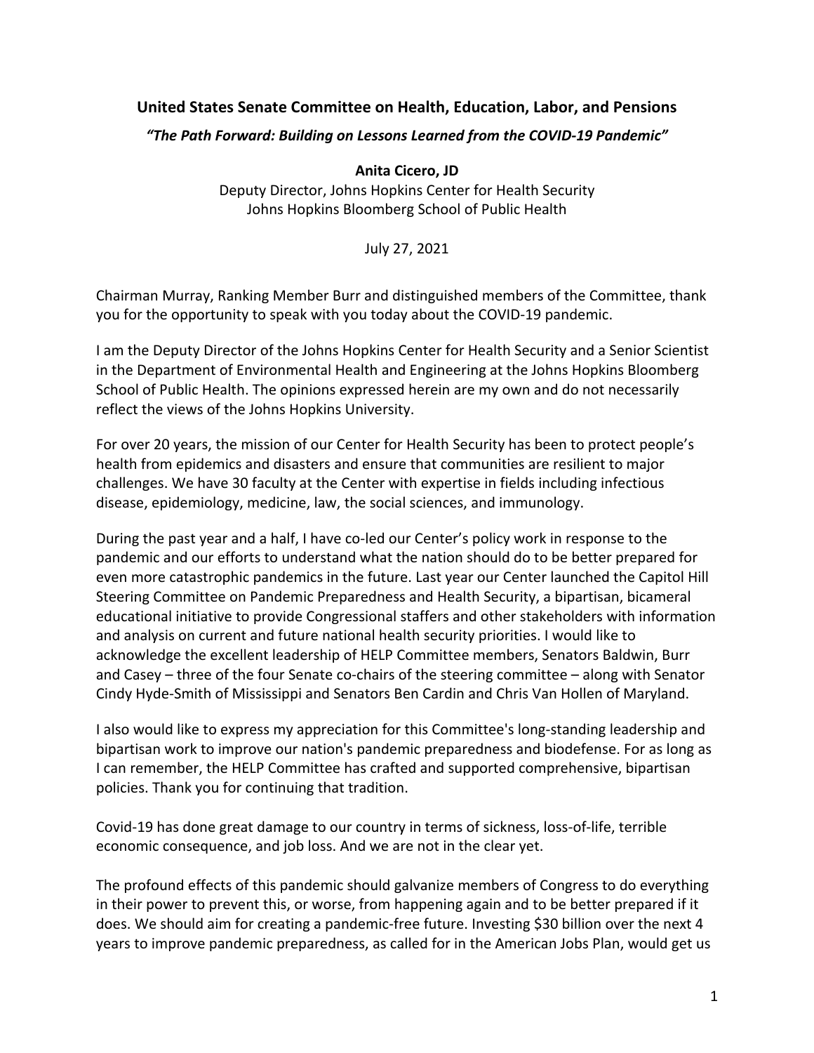**United States Senate Committee on Health, Education, Labor, and Pensions**

***"The Path Forward: Building on Lessons Learned from the COVID-19 Pandemic"***

**Anita Cicero, JD**

Deputy Director, Johns Hopkins Center for Health Security
Johns Hopkins Bloomberg School of Public Health

July 27, 2021

Chairman Murray, Ranking Member Burr and distinguished members of the Committee, thank you for the opportunity to speak with you today about the COVID-19 pandemic.

I am the Deputy Director of the Johns Hopkins Center for Health Security and a Senior Scientist in the Department of Environmental Health and Engineering at the Johns Hopkins Bloomberg School of Public Health. The opinions expressed herein are my own and do not necessarily reflect the views of the Johns Hopkins University.

For over 20 years, the mission of our Center for Health Security has been to protect people's health from epidemics and disasters and ensure that communities are resilient to major challenges. We have 30 faculty at the Center with expertise in fields including infectious disease, epidemiology, medicine, law, the social sciences, and immunology.

During the past year and a half, I have co-led our Center's policy work in response to the pandemic and our efforts to understand what the nation should do to be better prepared for even more catastrophic pandemics in the future. Last year our Center launched the Capitol Hill Steering Committee on Pandemic Preparedness and Health Security, a bipartisan, bicameral educational initiative to provide Congressional staffers and other stakeholders with information and analysis on current and future national health security priorities. I would like to acknowledge the excellent leadership of HELP Committee members, Senators Baldwin, Burr and Casey – three of the four Senate co-chairs of the steering committee – along with Senator Cindy Hyde-Smith of Mississippi and Senators Ben Cardin and Chris Van Hollen of Maryland.

I also would like to express my appreciation for this Committee's long-standing leadership and bipartisan work to improve our nation's pandemic preparedness and biodefense. For as long as I can remember, the HELP Committee has crafted and supported comprehensive, bipartisan policies. Thank you for continuing that tradition.

Covid-19 has done great damage to our country in terms of sickness, loss-of-life, terrible economic consequence, and job loss. And we are not in the clear yet.

The profound effects of this pandemic should galvanize members of Congress to do everything in their power to prevent this, or worse, from happening again and to be better prepared if it does. We should aim for creating a pandemic-free future. Investing $30 billion over the next 4 years to improve pandemic preparedness, as called for in the American Jobs Plan, would get us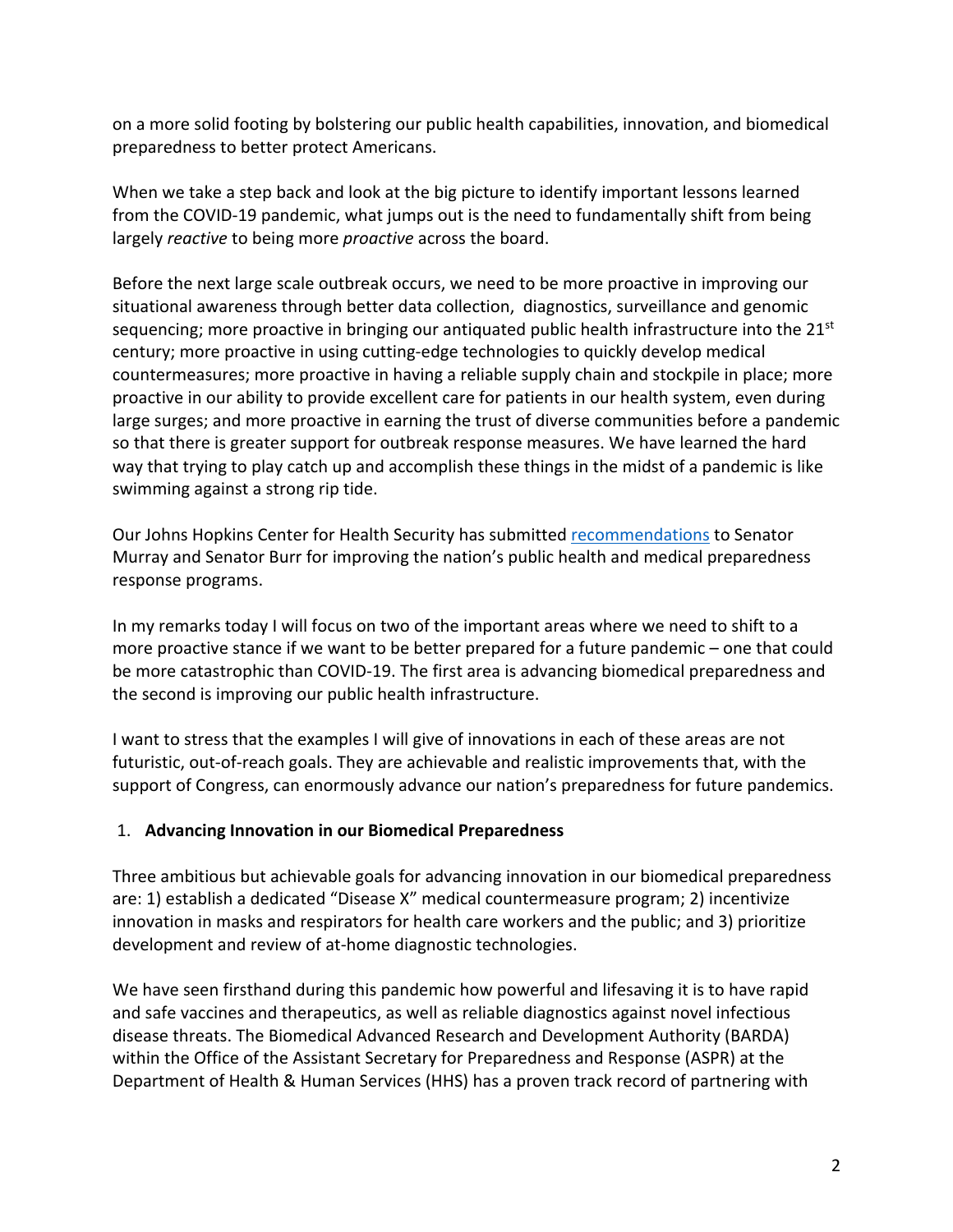on a more solid footing by bolstering our public health capabilities, innovation, and biomedical preparedness to better protect Americans.

When we take a step back and look at the big picture to identify important lessons learned from the COVID-19 pandemic, what jumps out is the need to fundamentally shift from being largely *reactive* to being more *proactive* across the board.

Before the next large scale outbreak occurs, we need to be more proactive in improving our situational awareness through better data collection, diagnostics, surveillance and genomic sequencing; more proactive in bringing our antiquated public health infrastructure into the 21st century; more proactive in using cutting-edge technologies to quickly develop medical countermeasures; more proactive in having a reliable supply chain and stockpile in place; more proactive in our ability to provide excellent care for patients in our health system, even during large surges; and more proactive in earning the trust of diverse communities before a pandemic so that there is greater support for outbreak response measures. We have learned the hard way that trying to play catch up and accomplish these things in the midst of a pandemic is like swimming against a strong rip tide.

Our Johns Hopkins Center for Health Security has submitted recommendations to Senator Murray and Senator Burr for improving the nation's public health and medical preparedness response programs.

In my remarks today I will focus on two of the important areas where we need to shift to a more proactive stance if we want to be better prepared for a future pandemic – one that could be more catastrophic than COVID-19. The first area is advancing biomedical preparedness and the second is improving our public health infrastructure.

I want to stress that the examples I will give of innovations in each of these areas are not futuristic, out-of-reach goals. They are achievable and realistic improvements that, with the support of Congress, can enormously advance our nation's preparedness for future pandemics.

1. **Advancing Innovation in our Biomedical Preparedness**

Three ambitious but achievable goals for advancing innovation in our biomedical preparedness are: 1) establish a dedicated "Disease X" medical countermeasure program; 2) incentivize innovation in masks and respirators for health care workers and the public; and 3) prioritize development and review of at-home diagnostic technologies.

We have seen firsthand during this pandemic how powerful and lifesaving it is to have rapid and safe vaccines and therapeutics, as well as reliable diagnostics against novel infectious disease threats. The Biomedical Advanced Research and Development Authority (BARDA) within the Office of the Assistant Secretary for Preparedness and Response (ASPR) at the Department of Health & Human Services (HHS) has a proven track record of partnering with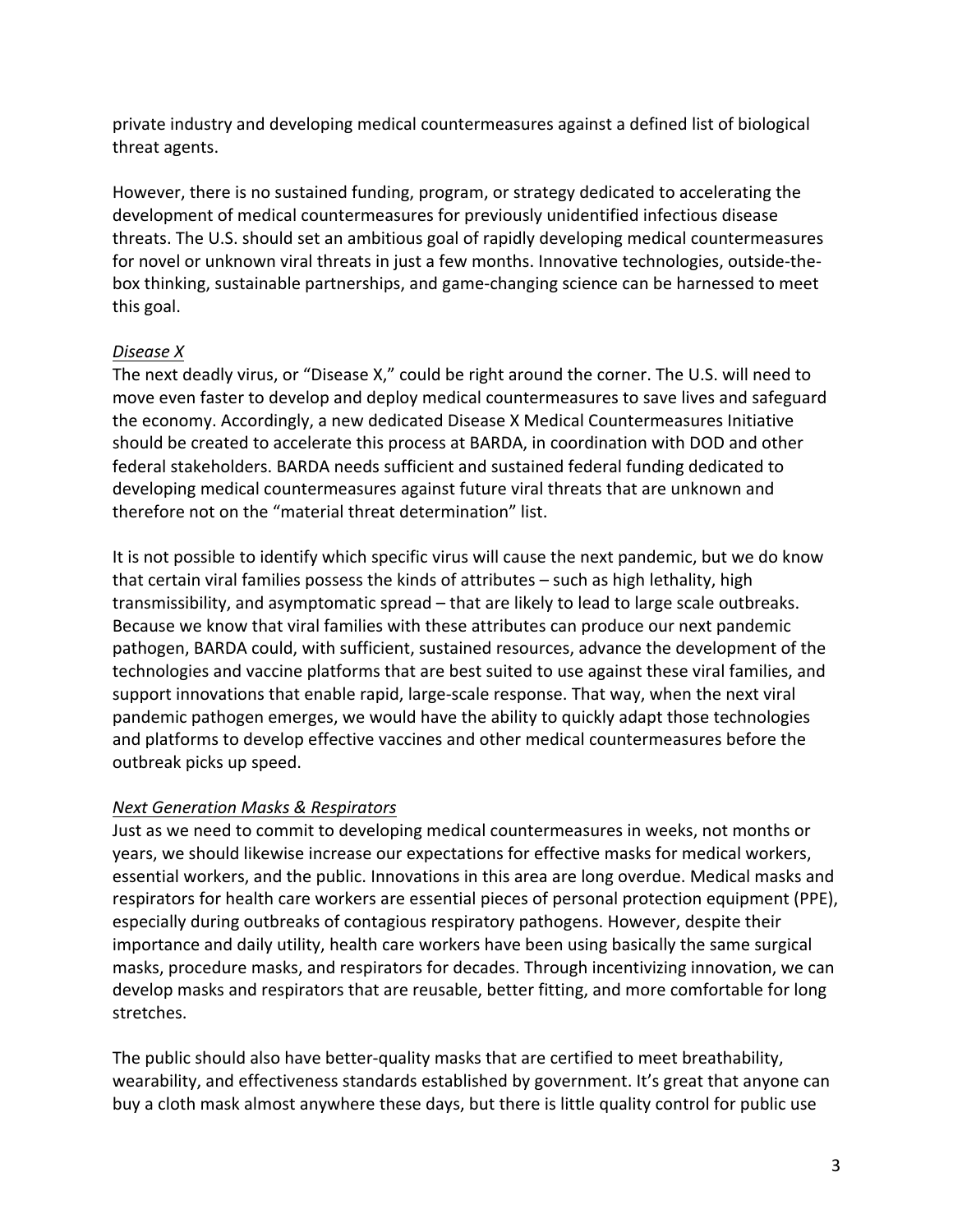private industry and developing medical countermeasures against a defined list of biological threat agents.

However, there is no sustained funding, program, or strategy dedicated to accelerating the development of medical countermeasures for previously unidentified infectious disease threats. The U.S. should set an ambitious goal of rapidly developing medical countermeasures for novel or unknown viral threats in just a few months. Innovative technologies, outside-the-box thinking, sustainable partnerships, and game-changing science can be harnessed to meet this goal.

*Disease X*

The next deadly virus, or "Disease X," could be right around the corner. The U.S. will need to move even faster to develop and deploy medical countermeasures to save lives and safeguard the economy. Accordingly, a new dedicated Disease X Medical Countermeasures Initiative should be created to accelerate this process at BARDA, in coordination with DOD and other federal stakeholders. BARDA needs sufficient and sustained federal funding dedicated to developing medical countermeasures against future viral threats that are unknown and therefore not on the "material threat determination" list.

It is not possible to identify which specific virus will cause the next pandemic, but we do know that certain viral families possess the kinds of attributes – such as high lethality, high transmissibility, and asymptomatic spread – that are likely to lead to large scale outbreaks. Because we know that viral families with these attributes can produce our next pandemic pathogen, BARDA could, with sufficient, sustained resources, advance the development of the technologies and vaccine platforms that are best suited to use against these viral families, and support innovations that enable rapid, large-scale response. That way, when the next viral pandemic pathogen emerges, we would have the ability to quickly adapt those technologies and platforms to develop effective vaccines and other medical countermeasures before the outbreak picks up speed.

*Next Generation Masks & Respirators*

Just as we need to commit to developing medical countermeasures in weeks, not months or years, we should likewise increase our expectations for effective masks for medical workers, essential workers, and the public. Innovations in this area are long overdue. Medical masks and respirators for health care workers are essential pieces of personal protection equipment (PPE), especially during outbreaks of contagious respiratory pathogens. However, despite their importance and daily utility, health care workers have been using basically the same surgical masks, procedure masks, and respirators for decades. Through incentivizing innovation, we can develop masks and respirators that are reusable, better fitting, and more comfortable for long stretches.

The public should also have better-quality masks that are certified to meet breathability, wearability, and effectiveness standards established by government. It's great that anyone can buy a cloth mask almost anywhere these days, but there is little quality control for public use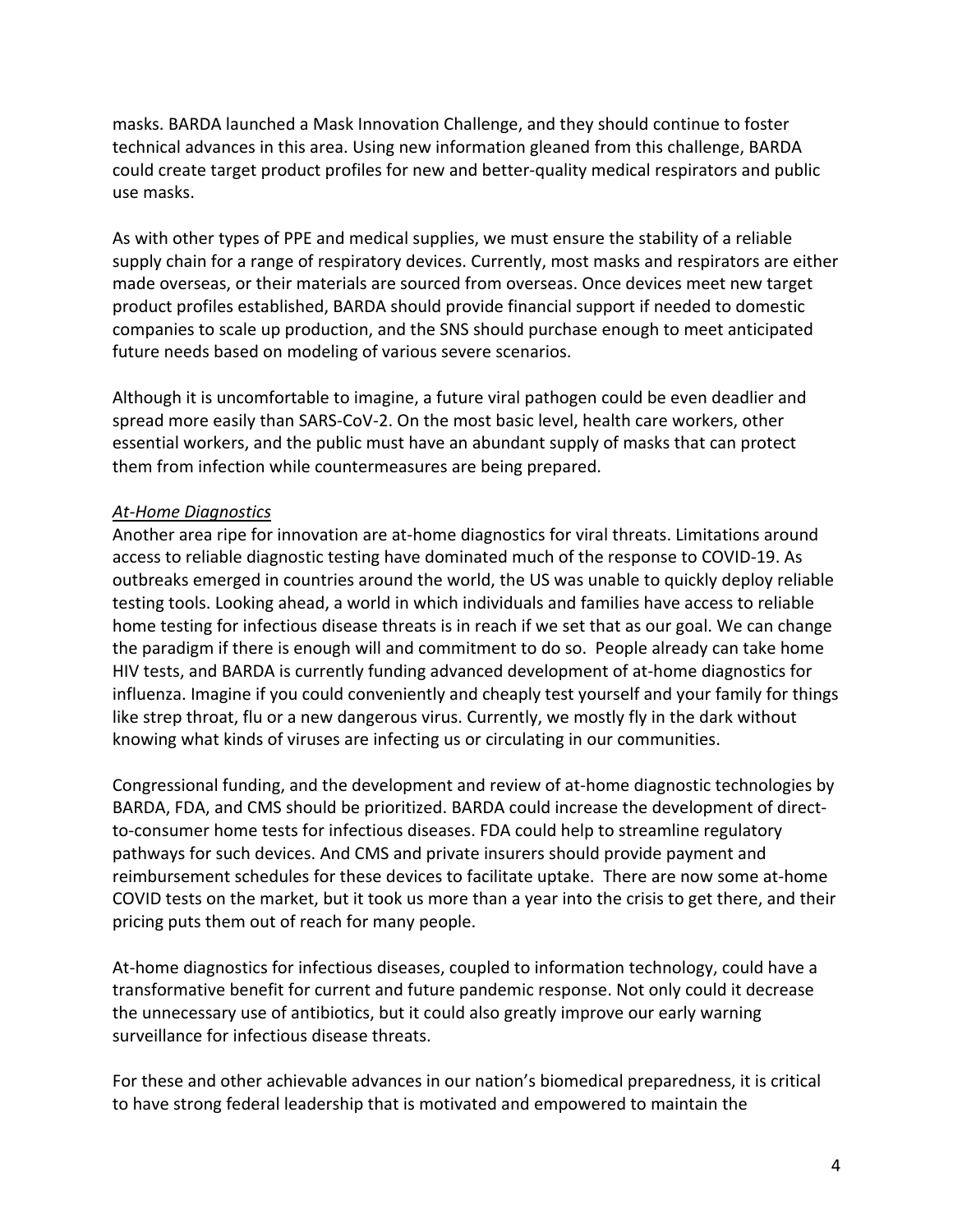masks. BARDA launched a Mask Innovation Challenge, and they should continue to foster technical advances in this area. Using new information gleaned from this challenge, BARDA could create target product profiles for new and better-quality medical respirators and public use masks.

As with other types of PPE and medical supplies, we must ensure the stability of a reliable supply chain for a range of respiratory devices. Currently, most masks and respirators are either made overseas, or their materials are sourced from overseas. Once devices meet new target product profiles established, BARDA should provide financial support if needed to domestic companies to scale up production, and the SNS should purchase enough to meet anticipated future needs based on modeling of various severe scenarios.

Although it is uncomfortable to imagine, a future viral pathogen could be even deadlier and spread more easily than SARS-CoV-2. On the most basic level, health care workers, other essential workers, and the public must have an abundant supply of masks that can protect them from infection while countermeasures are being prepared.

*At-Home Diagnostics*

Another area ripe for innovation are at-home diagnostics for viral threats. Limitations around access to reliable diagnostic testing have dominated much of the response to COVID-19. As outbreaks emerged in countries around the world, the US was unable to quickly deploy reliable testing tools. Looking ahead, a world in which individuals and families have access to reliable home testing for infectious disease threats is in reach if we set that as our goal. We can change the paradigm if there is enough will and commitment to do so. People already can take home HIV tests, and BARDA is currently funding advanced development of at-home diagnostics for influenza. Imagine if you could conveniently and cheaply test yourself and your family for things like strep throat, flu or a new dangerous virus. Currently, we mostly fly in the dark without knowing what kinds of viruses are infecting us or circulating in our communities.

Congressional funding, and the development and review of at-home diagnostic technologies by BARDA, FDA, and CMS should be prioritized. BARDA could increase the development of direct-to-consumer home tests for infectious diseases. FDA could help to streamline regulatory pathways for such devices. And CMS and private insurers should provide payment and reimbursement schedules for these devices to facilitate uptake. There are now some at-home COVID tests on the market, but it took us more than a year into the crisis to get there, and their pricing puts them out of reach for many people.

At-home diagnostics for infectious diseases, coupled to information technology, could have a transformative benefit for current and future pandemic response. Not only could it decrease the unnecessary use of antibiotics, but it could also greatly improve our early warning surveillance for infectious disease threats.

For these and other achievable advances in our nation's biomedical preparedness, it is critical to have strong federal leadership that is motivated and empowered to maintain the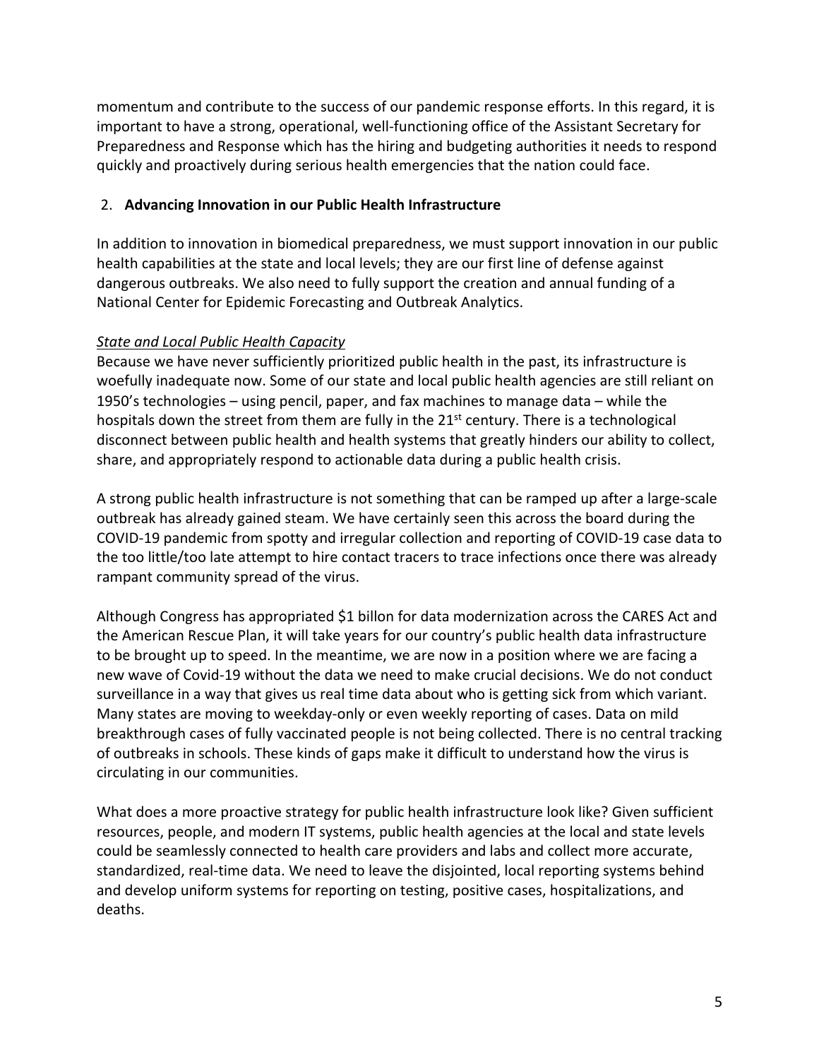momentum and contribute to the success of our pandemic response efforts. In this regard, it is important to have a strong, operational, well-functioning office of the Assistant Secretary for Preparedness and Response which has the hiring and budgeting authorities it needs to respond quickly and proactively during serious health emergencies that the nation could face.

## 2. **Advancing Innovation in our Public Health Infrastructure**

In addition to innovation in biomedical preparedness, we must support innovation in our public health capabilities at the state and local levels; they are our first line of defense against dangerous outbreaks. We also need to fully support the creation and annual funding of a National Center for Epidemic Forecasting and Outbreak Analytics.

### *State and Local Public Health Capacity*

Because we have never sufficiently prioritized public health in the past, its infrastructure is woefully inadequate now. Some of our state and local public health agencies are still reliant on 1950's technologies – using pencil, paper, and fax machines to manage data – while the hospitals down the street from them are fully in the 21st century. There is a technological disconnect between public health and health systems that greatly hinders our ability to collect, share, and appropriately respond to actionable data during a public health crisis.

A strong public health infrastructure is not something that can be ramped up after a large-scale outbreak has already gained steam. We have certainly seen this across the board during the COVID-19 pandemic from spotty and irregular collection and reporting of COVID-19 case data to the too little/too late attempt to hire contact tracers to trace infections once there was already rampant community spread of the virus.

Although Congress has appropriated $1 billon for data modernization across the CARES Act and the American Rescue Plan, it will take years for our country's public health data infrastructure to be brought up to speed. In the meantime, we are now in a position where we are facing a new wave of Covid-19 without the data we need to make crucial decisions. We do not conduct surveillance in a way that gives us real time data about who is getting sick from which variant. Many states are moving to weekday-only or even weekly reporting of cases. Data on mild breakthrough cases of fully vaccinated people is not being collected. There is no central tracking of outbreaks in schools. These kinds of gaps make it difficult to understand how the virus is circulating in our communities.

What does a more proactive strategy for public health infrastructure look like? Given sufficient resources, people, and modern IT systems, public health agencies at the local and state levels could be seamlessly connected to health care providers and labs and collect more accurate, standardized, real-time data. We need to leave the disjointed, local reporting systems behind and develop uniform systems for reporting on testing, positive cases, hospitalizations, and deaths.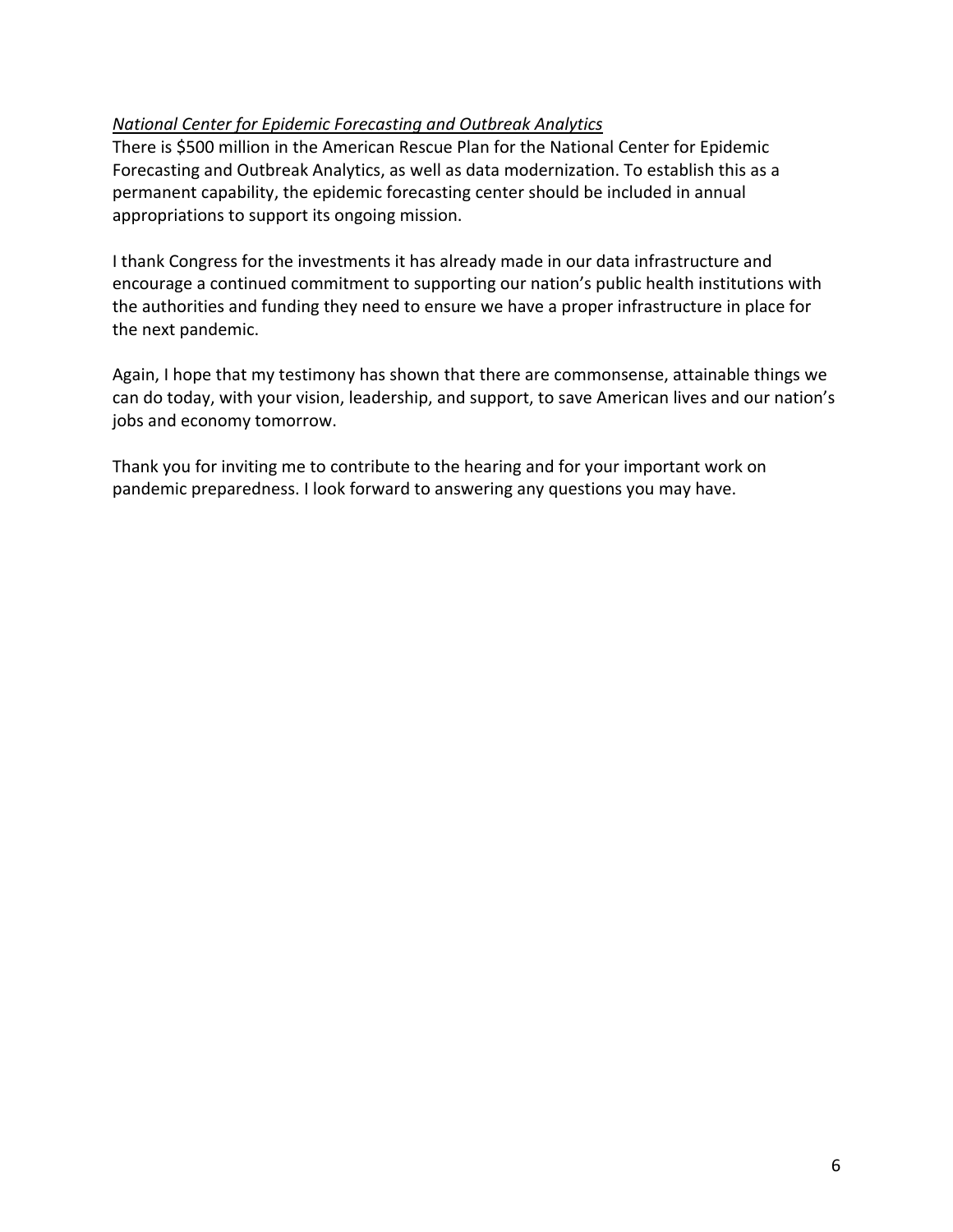*National Center for Epidemic Forecasting and Outbreak Analytics*

There is $500 million in the American Rescue Plan for the National Center for Epidemic Forecasting and Outbreak Analytics, as well as data modernization. To establish this as a permanent capability, the epidemic forecasting center should be included in annual appropriations to support its ongoing mission.

I thank Congress for the investments it has already made in our data infrastructure and encourage a continued commitment to supporting our nation's public health institutions with the authorities and funding they need to ensure we have a proper infrastructure in place for the next pandemic.

Again, I hope that my testimony has shown that there are commonsense, attainable things we can do today, with your vision, leadership, and support, to save American lives and our nation's jobs and economy tomorrow.

Thank you for inviting me to contribute to the hearing and for your important work on pandemic preparedness. I look forward to answering any questions you may have.